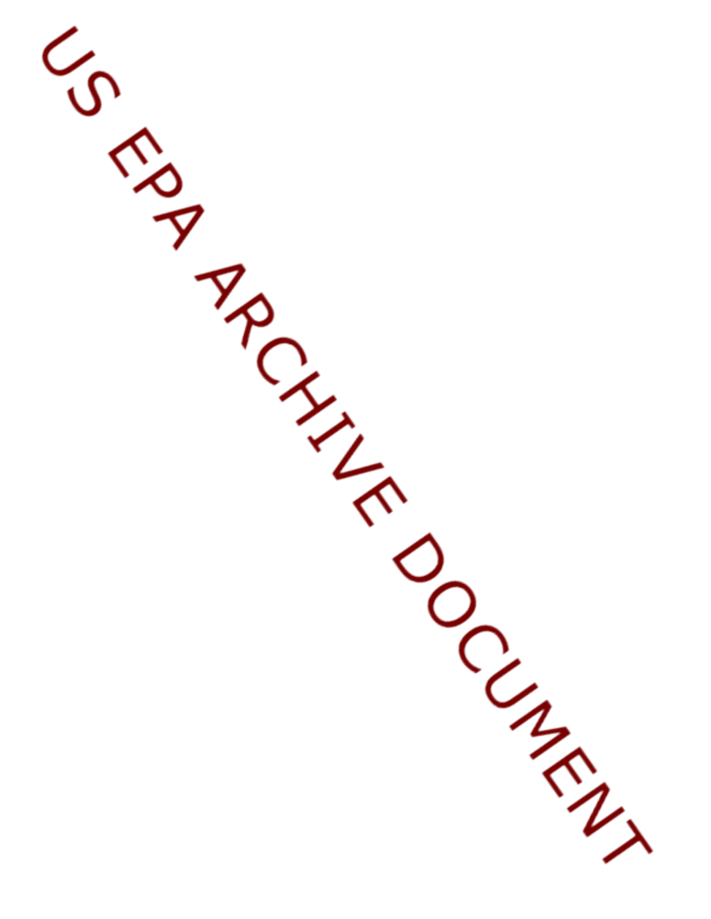US EPA ARCHIVE DOCUMENT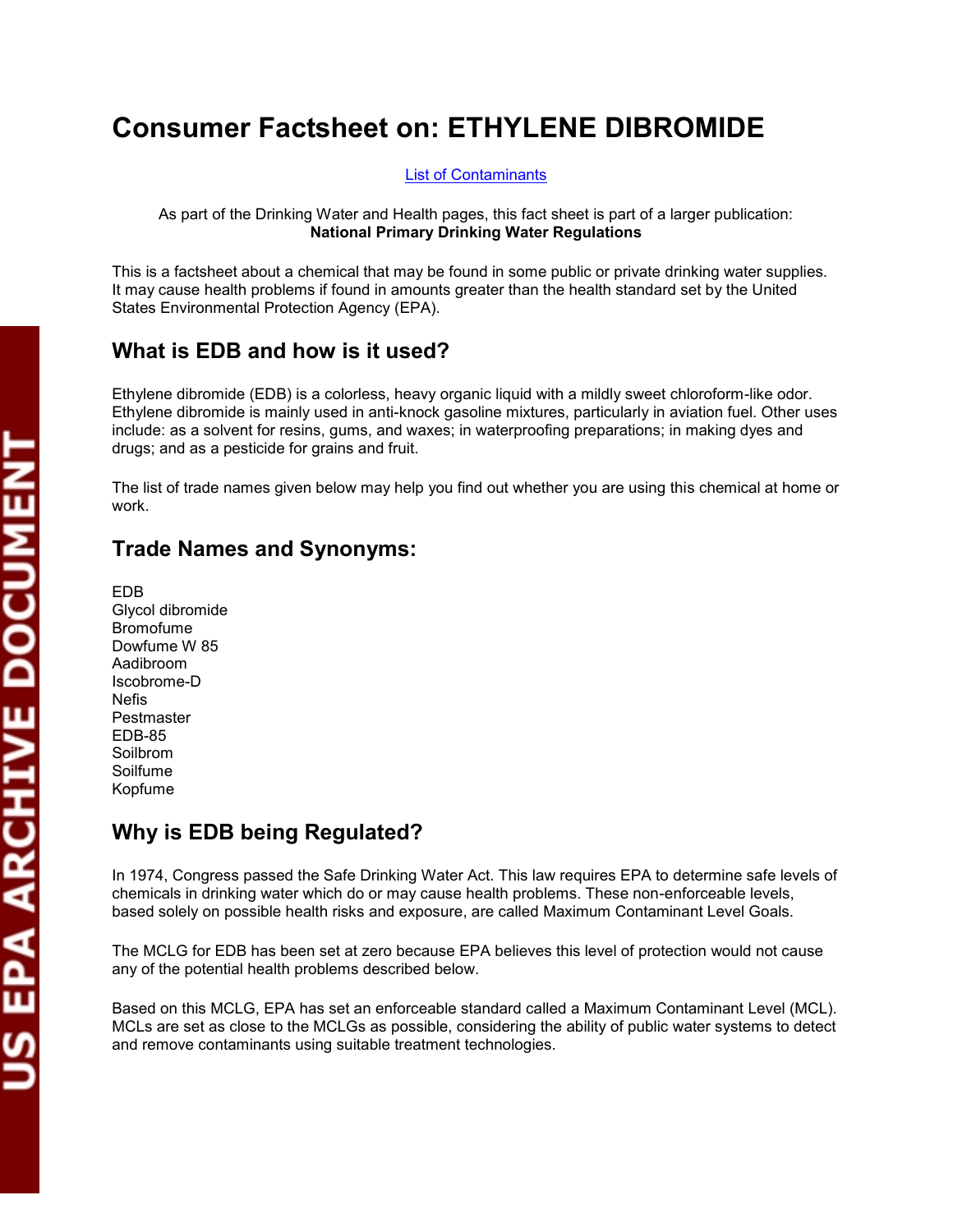# Consumer Factsheet on: ETHYLENE DIBROMIDE

List of Contaminants

As part of the Drinking Water and Health pages, this fact sheet is part of a larger publication: **National Primary Drinking Water Regulations**

This is a factsheet about a chemical that may be found in some public or private drinking water supplies. It may cause health problems if found in amounts greater than the health standard set by the United States Environmental Protection Agency (EPA).

## What is EDB and how is it used?

Ethylene dibromide (EDB) is a colorless, heavy organic liquid with a mildly sweet chloroform-like odor. Ethylene dibromide is mainly used in anti-knock gasoline mixtures, particularly in aviation fuel. Other uses include: as a solvent for resins, gums, and waxes; in waterproofing preparations; in making dyes and drugs; and as a pesticide for grains and fruit.

The list of trade names given below may help you find out whether you are using this chemical at home or work.

## Trade Names and Synonyms:

EDB
Glycol dibromide
Bromofume
Dowfume W 85
Aadibroom
Iscobrome-D
Nefis
Pestmaster
EDB-85
Soilbrom
Soilfume
Kopfume

## Why is EDB being Regulated?

In 1974, Congress passed the Safe Drinking Water Act. This law requires EPA to determine safe levels of chemicals in drinking water which do or may cause health problems. These non-enforceable levels, based solely on possible health risks and exposure, are called Maximum Contaminant Level Goals.

The MCLG for EDB has been set at zero because EPA believes this level of protection would not cause any of the potential health problems described below.

Based on this MCLG, EPA has set an enforceable standard called a Maximum Contaminant Level (MCL). MCLs are set as close to the MCLGs as possible, considering the ability of public water systems to detect and remove contaminants using suitable treatment technologies.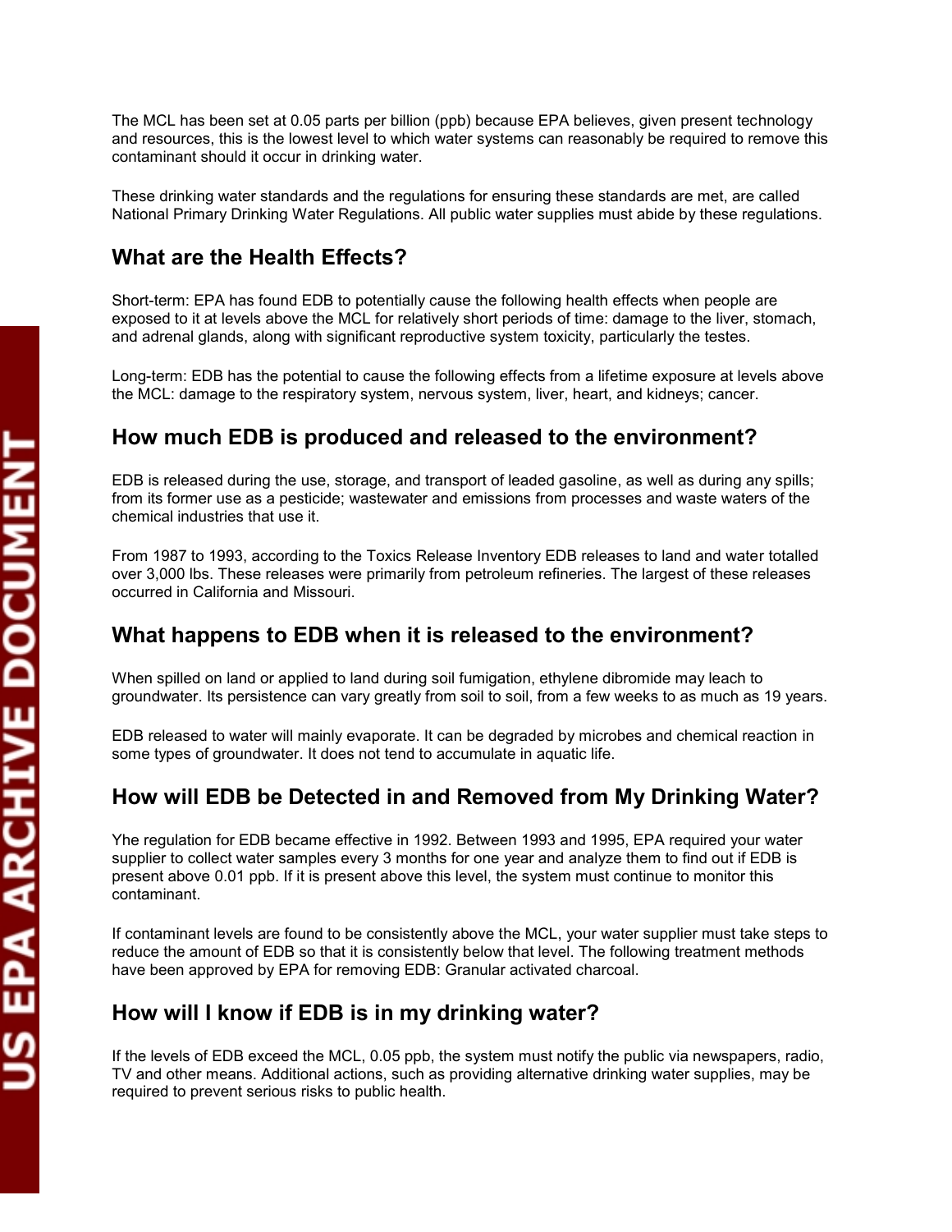The MCL has been set at 0.05 parts per billion (ppb) because EPA believes, given present technology and resources, this is the lowest level to which water systems can reasonably be required to remove this contaminant should it occur in drinking water.

These drinking water standards and the regulations for ensuring these standards are met, are called National Primary Drinking Water Regulations. All public water supplies must abide by these regulations.

## What are the Health Effects?

Short-term: EPA has found EDB to potentially cause the following health effects when people are exposed to it at levels above the MCL for relatively short periods of time: damage to the liver, stomach, and adrenal glands, along with significant reproductive system toxicity, particularly the testes.

Long-term: EDB has the potential to cause the following effects from a lifetime exposure at levels above the MCL: damage to the respiratory system, nervous system, liver, heart, and kidneys; cancer.

## How much EDB is produced and released to the environment?

EDB is released during the use, storage, and transport of leaded gasoline, as well as during any spills; from its former use as a pesticide; wastewater and emissions from processes and waste waters of the chemical industries that use it.

From 1987 to 1993, according to the Toxics Release Inventory EDB releases to land and water totalled over 3,000 lbs. These releases were primarily from petroleum refineries. The largest of these releases occurred in California and Missouri.

## What happens to EDB when it is released to the environment?

When spilled on land or applied to land during soil fumigation, ethylene dibromide may leach to groundwater. Its persistence can vary greatly from soil to soil, from a few weeks to as much as 19 years.

EDB released to water will mainly evaporate. It can be degraded by microbes and chemical reaction in some types of groundwater. It does not tend to accumulate in aquatic life.

## How will EDB be Detected in and Removed from My Drinking Water?

Yhe regulation for EDB became effective in 1992. Between 1993 and 1995, EPA required your water supplier to collect water samples every 3 months for one year and analyze them to find out if EDB is present above 0.01 ppb. If it is present above this level, the system must continue to monitor this contaminant.

If contaminant levels are found to be consistently above the MCL, your water supplier must take steps to reduce the amount of EDB so that it is consistently below that level. The following treatment methods have been approved by EPA for removing EDB: Granular activated charcoal.

## How will I know if EDB is in my drinking water?

If the levels of EDB exceed the MCL, 0.05 ppb, the system must notify the public via newspapers, radio, TV and other means. Additional actions, such as providing alternative drinking water supplies, may be required to prevent serious risks to public health.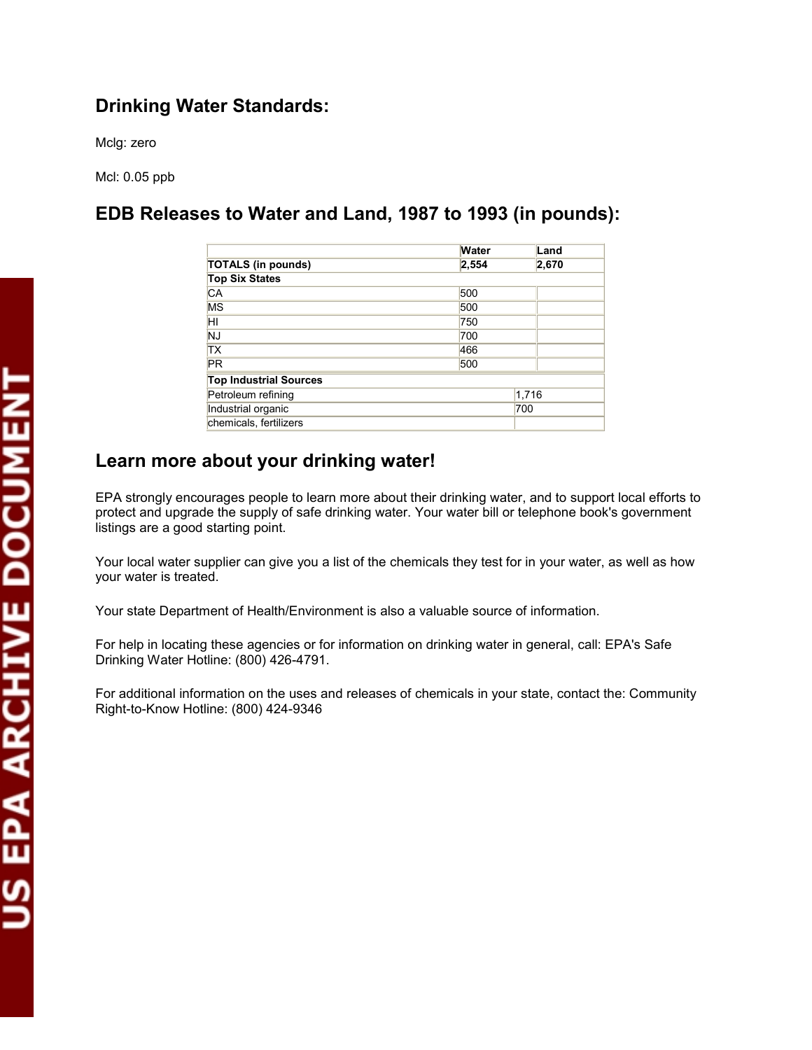## Drinking Water Standards:

Mclg: zero

Mcl: 0.05 ppb

## EDB Releases to Water and Land, 1987 to 1993 (in pounds):

| | Water | Land |
|---|---|---|
| **TOTALS (in pounds)** | **2,554** | **2,670** |
| **Top Six States** | | |
| CA | 500 | |
| MS | 500 | |
| HI | 750 | |
| NJ | 700 | |
| TX | 466 | |
| PR | 500 | |
| **Top Industrial Sources** | | |
| Petroleum refining | | 1,716 |
| Industrial organic | | 700 |
| chemicals, fertilizers | | |

## Learn more about your drinking water!

EPA strongly encourages people to learn more about their drinking water, and to support local efforts to protect and upgrade the supply of safe drinking water. Your water bill or telephone book's government listings are a good starting point.

Your local water supplier can give you a list of the chemicals they test for in your water, as well as how your water is treated.

Your state Department of Health/Environment is also a valuable source of information.

For help in locating these agencies or for information on drinking water in general, call: EPA's Safe Drinking Water Hotline: (800) 426-4791.

For additional information on the uses and releases of chemicals in your state, contact the: Community Right-to-Know Hotline: (800) 424-9346